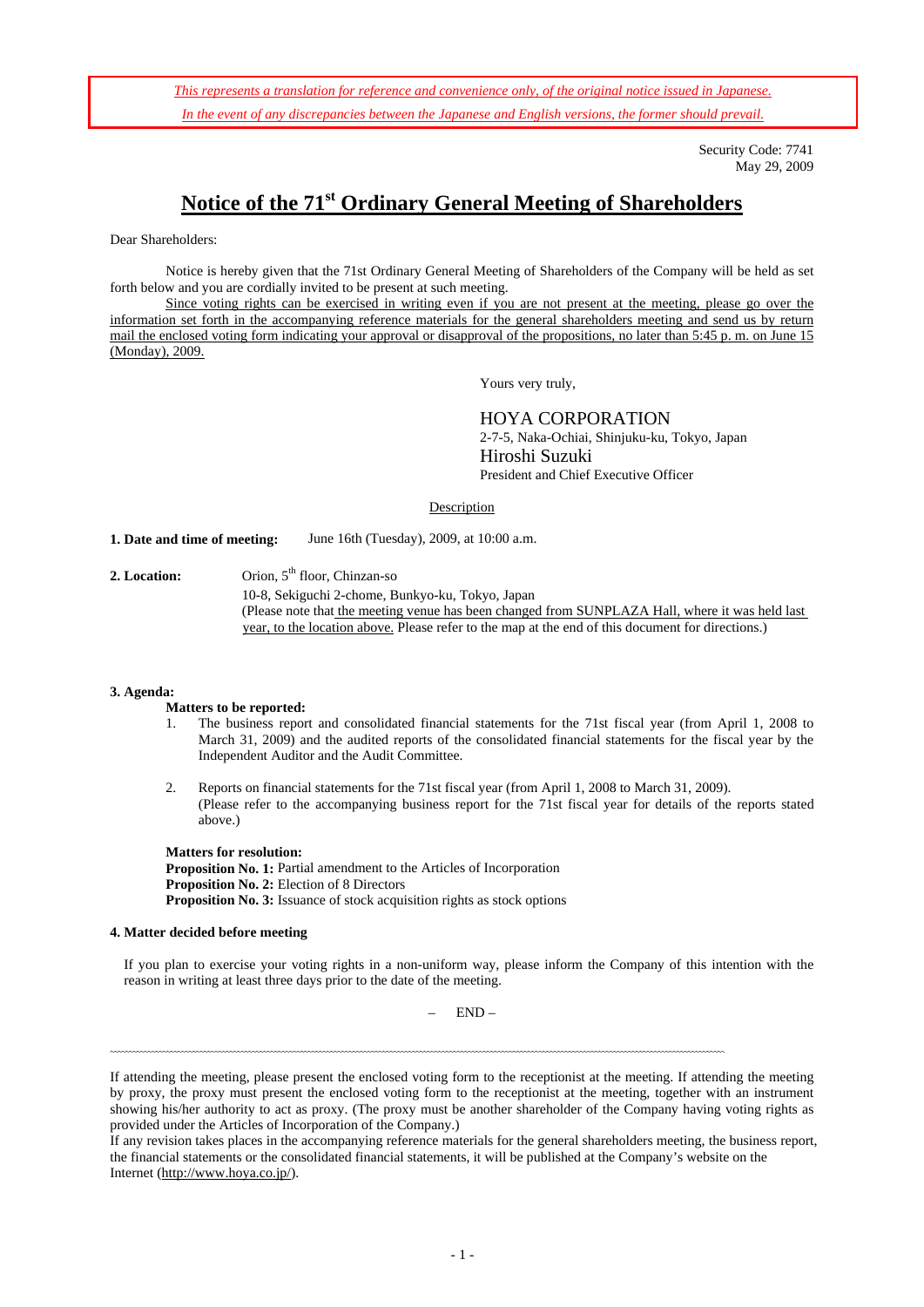*This represents a translation for reference and convenience only, of the original notice issued in Japanese.*
*In the event of any discrepancies between the Japanese and English versions, the former should prevail.*

Security Code: 7741
May 29, 2009

# Notice of the 71st Ordinary General Meeting of Shareholders

Dear Shareholders:

Notice is hereby given that the 71st Ordinary General Meeting of Shareholders of the Company will be held as set forth below and you are cordially invited to be present at such meeting.

Since voting rights can be exercised in writing even if you are not present at the meeting, please go over the information set forth in the accompanying reference materials for the general shareholders meeting and send us by return mail the enclosed voting form indicating your approval or disapproval of the propositions, no later than 5:45 p. m. on June 15 (Monday), 2009.

Yours very truly,

HOYA CORPORATION
2-7-5, Naka-Ochiai, Shinjuku-ku, Tokyo, Japan
Hiroshi Suzuki
President and Chief Executive Officer

Description

**1. Date and time of meeting:** June 16th (Tuesday), 2009, at 10:00 a.m.

**2. Location:** Orion, 5th floor, Chinzan-so
10-8, Sekiguchi 2-chome, Bunkyo-ku, Tokyo, Japan
(Please note that the meeting venue has been changed from SUNPLAZA Hall, where it was held last year, to the location above. Please refer to the map at the end of this document for directions.)

**3. Agenda:**

**Matters to be reported:**

1. The business report and consolidated financial statements for the 71st fiscal year (from April 1, 2008 to March 31, 2009) and the audited reports of the consolidated financial statements for the fiscal year by the Independent Auditor and the Audit Committee.
2. Reports on financial statements for the 71st fiscal year (from April 1, 2008 to March 31, 2009).
(Please refer to the accompanying business report for the 71st fiscal year for details of the reports stated above.)

**Matters for resolution:**
**Proposition No. 1:** Partial amendment to the Articles of Incorporation
**Proposition No. 2:** Election of 8 Directors
**Proposition No. 3:** Issuance of stock acquisition rights as stock options

**4. Matter decided before meeting**

If you plan to exercise your voting rights in a non-uniform way, please inform the Company of this intention with the reason in writing at least three days prior to the date of the meeting.

– END –

If attending the meeting, please present the enclosed voting form to the receptionist at the meeting. If attending the meeting by proxy, the proxy must present the enclosed voting form to the receptionist at the meeting, together with an instrument showing his/her authority to act as proxy. (The proxy must be another shareholder of the Company having voting rights as provided under the Articles of Incorporation of the Company.)

If any revision takes places in the accompanying reference materials for the general shareholders meeting, the business report, the financial statements or the consolidated financial statements, it will be published at the Company's website on the Internet (http://www.hoya.co.jp/).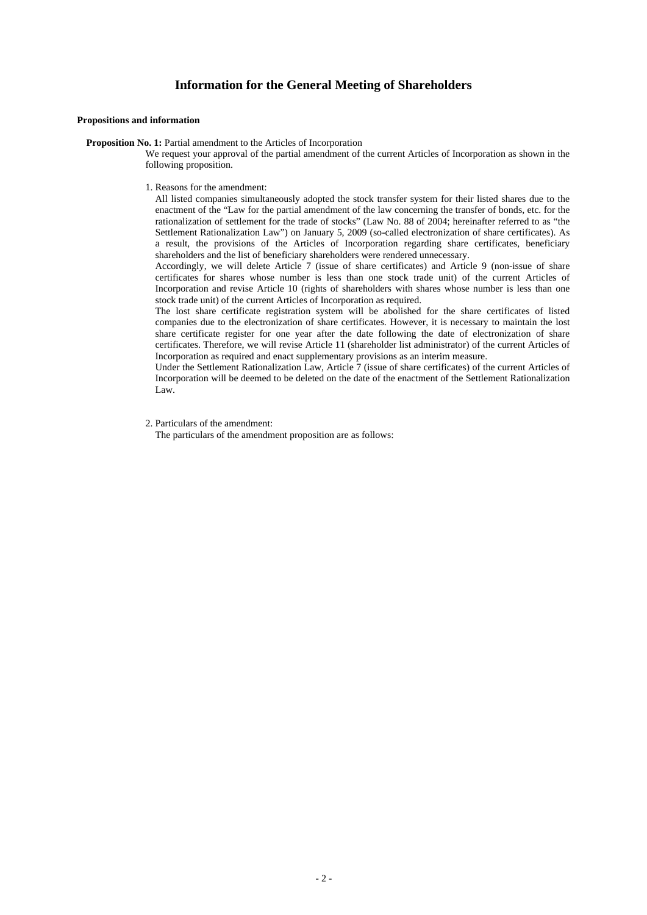# Information for the General Meeting of Shareholders

**Propositions and information**

**Proposition No. 1:** Partial amendment to the Articles of Incorporation

We request your approval of the partial amendment of the current Articles of Incorporation as shown in the following proposition.

1. Reasons for the amendment:

   All listed companies simultaneously adopted the stock transfer system for their listed shares due to the enactment of the "Law for the partial amendment of the law concerning the transfer of bonds, etc. for the rationalization of settlement for the trade of stocks" (Law No. 88 of 2004; hereinafter referred to as "the Settlement Rationalization Law") on January 5, 2009 (so-called electronization of share certificates). As a result, the provisions of the Articles of Incorporation regarding share certificates, beneficiary shareholders and the list of beneficiary shareholders were rendered unnecessary.

   Accordingly, we will delete Article 7 (issue of share certificates) and Article 9 (non-issue of share certificates for shares whose number is less than one stock trade unit) of the current Articles of Incorporation and revise Article 10 (rights of shareholders with shares whose number is less than one stock trade unit) of the current Articles of Incorporation as required.

   The lost share certificate registration system will be abolished for the share certificates of listed companies due to the electronization of share certificates. However, it is necessary to maintain the lost share certificate register for one year after the date following the date of electronization of share certificates. Therefore, we will revise Article 11 (shareholder list administrator) of the current Articles of Incorporation as required and enact supplementary provisions as an interim measure.

   Under the Settlement Rationalization Law, Article 7 (issue of share certificates) of the current Articles of Incorporation will be deemed to be deleted on the date of the enactment of the Settlement Rationalization Law.

2. Particulars of the amendment:

   The particulars of the amendment proposition are as follows: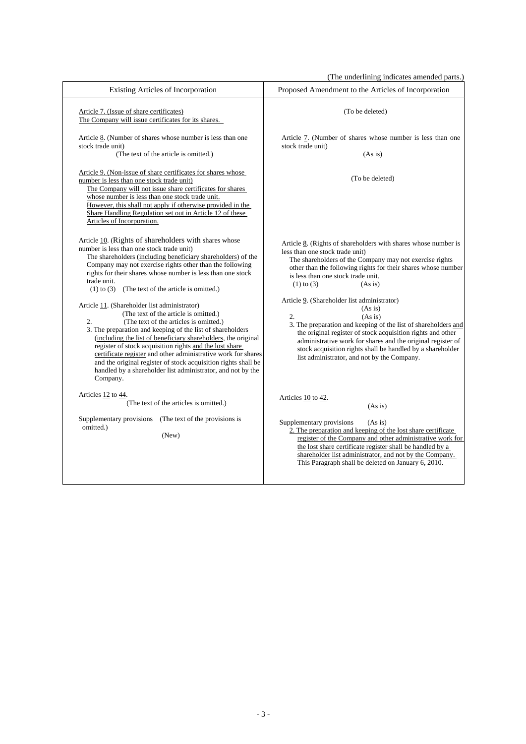(The underlining indicates amended parts.)

| Existing Articles of Incorporation | Proposed Amendment to the Articles of Incorporation |
|---|---|
| Article 7. (Issue of share certificates)<br>The Company will issue certificates for its shares. | (To be deleted) |
| Article 8. (Number of shares whose number is less than one stock trade unit)<br>(The text of the article is omitted.) | Article 7. (Number of shares whose number is less than one stock trade unit)<br>(As is) |
| Article 9. (Non-issue of share certificates for shares whose number is less than one stock trade unit)<br>The Company will not issue share certificates for shares whose number is less than one stock trade unit.<br>However, this shall not apply if otherwise provided in the Share Handling Regulation set out in Article 12 of these Articles of Incorporation. | (To be deleted) |
| Article 10. (Rights of shareholders with shares whose number is less than one stock trade unit)<br>The shareholders (including beneficiary shareholders) of the Company may not exercise rights other than the following rights for their shares whose number is less than one stock trade unit.<br>(1) to (3) (The text of the article is omitted.) | Article 8. (Rights of shareholders with shares whose number is less than one stock trade unit)<br>The shareholders of the Company may not exercise rights other than the following rights for their shares whose number is less than one stock trade unit.<br>(1) to (3) (As is) |
| Article 11. (Shareholder list administrator)<br>(The text of the article is omitted.)<br>2. (The text of the articles is omitted.)<br>3. The preparation and keeping of the list of shareholders (including the list of beneficiary shareholders, the original register of stock acquisition rights and the lost share certificate register and other administrative work for shares and the original register of stock acquisition rights shall be handled by a shareholder list administrator, and not by the Company. | Article 9. (Shareholder list administrator)<br>(As is)<br>2. (As is)<br>3. The preparation and keeping of the list of shareholders and the original register of stock acquisition rights and other administrative work for shares and the original register of stock acquisition rights shall be handled by a shareholder list administrator, and not by the Company. |
| Articles 12 to 44.<br>(The text of the articles is omitted.) | Articles 10 to 42.<br>(As is) |
| Supplementary provisions (The text of the provisions is omitted.)<br>(New) | Supplementary provisions (As is)<br>2. The preparation and keeping of the lost share certificate register of the Company and other administrative work for the lost share certificate register shall be handled by a shareholder list administrator, and not by the Company. This Paragraph shall be deleted on January 6, 2010. |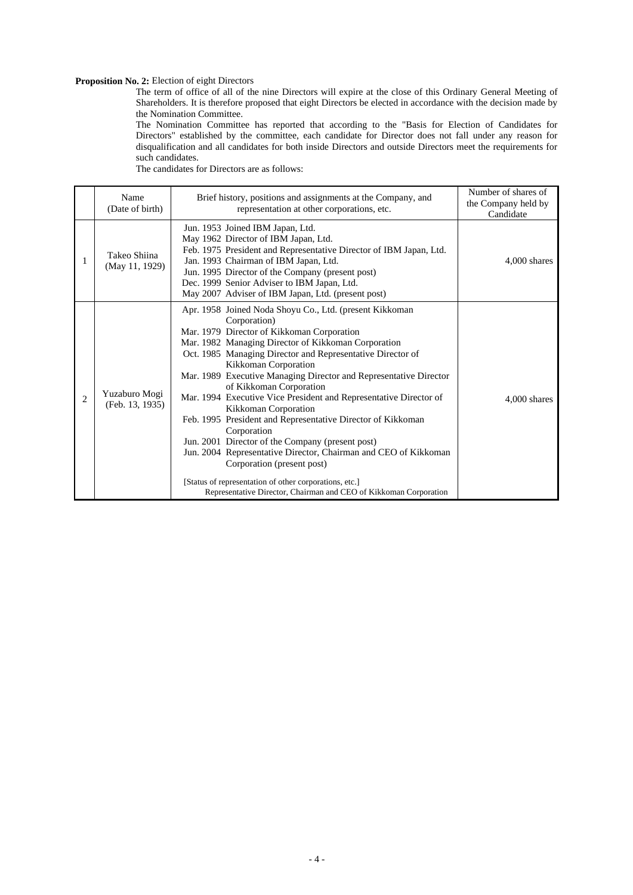**Proposition No. 2:** Election of eight Directors

The term of office of all of the nine Directors will expire at the close of this Ordinary General Meeting of Shareholders. It is therefore proposed that eight Directors be elected in accordance with the decision made by the Nomination Committee.

The Nomination Committee has reported that according to the "Basis for Election of Candidates for Directors" established by the committee, each candidate for Director does not fall under any reason for disqualification and all candidates for both inside Directors and outside Directors meet the requirements for such candidates.

The candidates for Directors are as follows:

| | Name (Date of birth) | Brief history, positions and assignments at the Company, and representation at other corporations, etc. | Number of shares of the Company held by Candidate |
|---|---|---|---|
| 1 | Takeo Shiina (May 11, 1929) | Jun. 1953 Joined IBM Japan, Ltd.<br>May 1962 Director of IBM Japan, Ltd.<br>Feb. 1975 President and Representative Director of IBM Japan, Ltd.<br>Jan. 1993 Chairman of IBM Japan, Ltd.<br>Jun. 1995 Director of the Company (present post)<br>Dec. 1999 Senior Adviser to IBM Japan, Ltd.<br>May 2007 Adviser of IBM Japan, Ltd. (present post) | 4,000 shares |
| 2 | Yuzaburo Mogi (Feb. 13, 1935) | Apr. 1958 Joined Noda Shoyu Co., Ltd. (present Kikkoman Corporation)<br>Mar. 1979 Director of Kikkoman Corporation<br>Mar. 1982 Managing Director of Kikkoman Corporation<br>Oct. 1985 Managing Director and Representative Director of Kikkoman Corporation<br>Mar. 1989 Executive Managing Director and Representative Director of Kikkoman Corporation<br>Mar. 1994 Executive Vice President and Representative Director of Kikkoman Corporation<br>Feb. 1995 President and Representative Director of Kikkoman Corporation<br>Jun. 2001 Director of the Company (present post)<br>Jun. 2004 Representative Director, Chairman and CEO of Kikkoman Corporation (present post)<br><br>[Status of representation of other corporations, etc.]<br>Representative Director, Chairman and CEO of Kikkoman Corporation | 4,000 shares |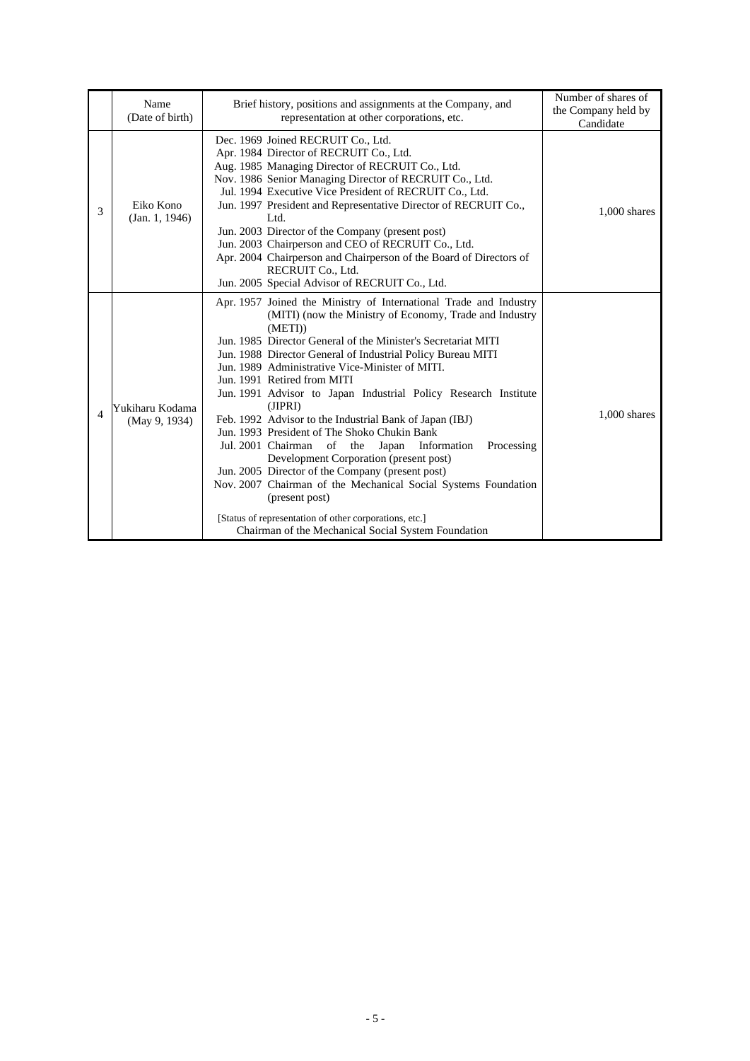| | Name (Date of birth) | Brief history, positions and assignments at the Company, and representation at other corporations, etc. | Number of shares of the Company held by Candidate |
|---|---|---|---|
| 3 | Eiko Kono (Jan. 1, 1946) | Dec. 1969 Joined RECRUIT Co., Ltd.<br>Apr. 1984 Director of RECRUIT Co., Ltd.<br>Aug. 1985 Managing Director of RECRUIT Co., Ltd.<br>Nov. 1986 Senior Managing Director of RECRUIT Co., Ltd.<br>Jul. 1994 Executive Vice President of RECRUIT Co., Ltd.<br>Jun. 1997 President and Representative Director of RECRUIT Co., Ltd.<br>Jun. 2003 Director of the Company (present post)<br>Jun. 2003 Chairperson and CEO of RECRUIT Co., Ltd.<br>Apr. 2004 Chairperson and Chairperson of the Board of Directors of RECRUIT Co., Ltd.<br>Jun. 2005 Special Advisor of RECRUIT Co., Ltd. | 1,000 shares |
| 4 | Yukiharu Kodama (May 9, 1934) | Apr. 1957 Joined the Ministry of International Trade and Industry (MITI) (now the Ministry of Economy, Trade and Industry (METI))<br>Jun. 1985 Director General of the Minister's Secretariat MITI<br>Jun. 1988 Director General of Industrial Policy Bureau MITI<br>Jun. 1989 Administrative Vice-Minister of MITI.<br>Jun. 1991 Retired from MITI<br>Jun. 1991 Advisor to Japan Industrial Policy Research Institute (JIPRI)<br>Feb. 1992 Advisor to the Industrial Bank of Japan (IBJ)<br>Jun. 1993 President of The Shoko Chukin Bank<br>Jul. 2001 Chairman of the Japan Information Processing Development Corporation (present post)<br>Jun. 2005 Director of the Company (present post)<br>Nov. 2007 Chairman of the Mechanical Social Systems Foundation (present post)<br><br>[Status of representation of other corporations, etc.]<br>Chairman of the Mechanical Social System Foundation | 1,000 shares |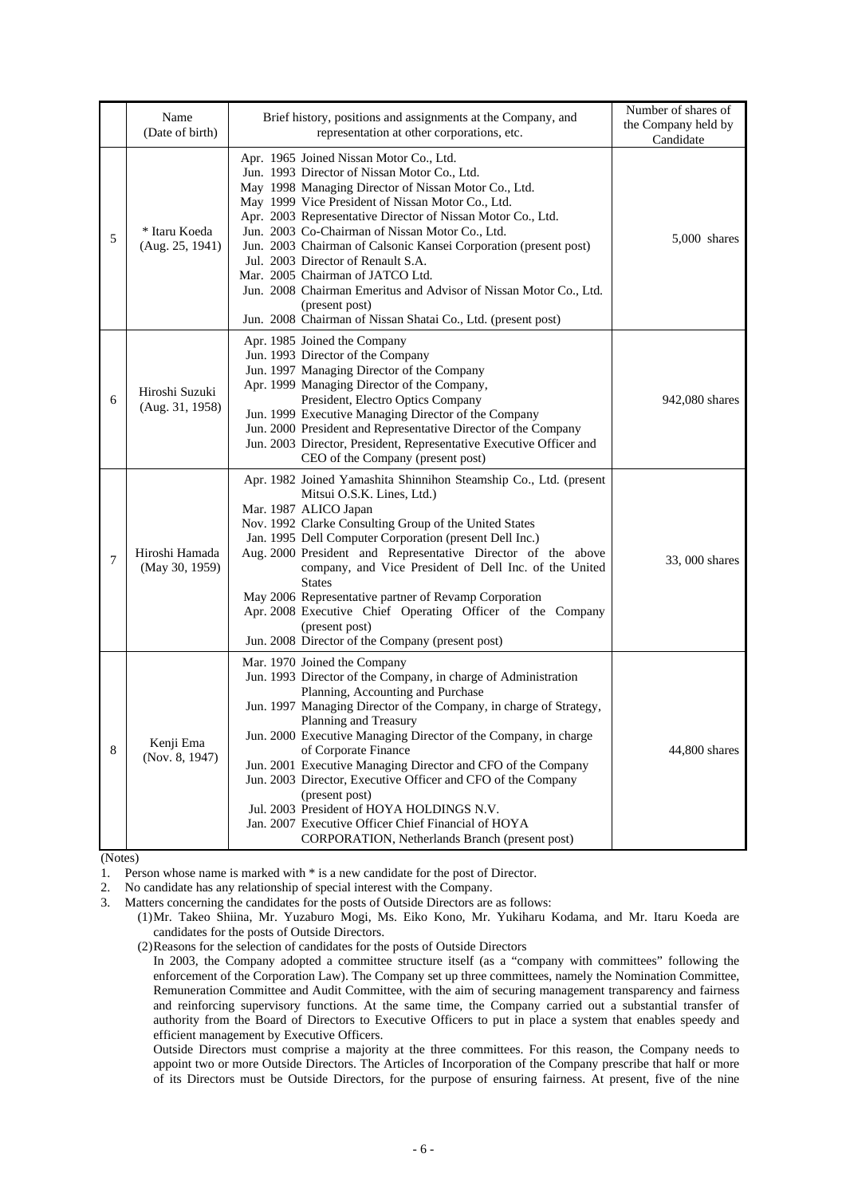|  | Name (Date of birth) | Brief history, positions and assignments at the Company, and representation at other corporations, etc. | Number of shares of the Company held by Candidate |
|---|---|---|---|
| 5 | * Itaru Koeda (Aug. 25, 1941) | Apr. 1965 Joined Nissan Motor Co., Ltd.<br>Jun. 1993 Director of Nissan Motor Co., Ltd.<br>May 1998 Managing Director of Nissan Motor Co., Ltd.<br>May 1999 Vice President of Nissan Motor Co., Ltd.<br>Apr. 2003 Representative Director of Nissan Motor Co., Ltd.<br>Jun. 2003 Co-Chairman of Nissan Motor Co., Ltd.<br>Jun. 2003 Chairman of Calsonic Kansei Corporation (present post)<br>Jul. 2003 Director of Renault S.A.<br>Mar. 2005 Chairman of JATCO Ltd.<br>Jun. 2008 Chairman Emeritus and Advisor of Nissan Motor Co., Ltd. (present post)<br>Jun. 2008 Chairman of Nissan Shatai Co., Ltd. (present post) | 5,000 shares |
| 6 | Hiroshi Suzuki (Aug. 31, 1958) | Apr. 1985 Joined the Company<br>Jun. 1993 Director of the Company<br>Jun. 1997 Managing Director of the Company<br>Apr. 1999 Managing Director of the Company, President, Electro Optics Company<br>Jun. 1999 Executive Managing Director of the Company<br>Jun. 2000 President and Representative Director of the Company<br>Jun. 2003 Director, President, Representative Executive Officer and CEO of the Company (present post) | 942,080 shares |
| 7 | Hiroshi Hamada (May 30, 1959) | Apr. 1982 Joined Yamashita Shinnihon Steamship Co., Ltd. (present Mitsui O.S.K. Lines, Ltd.)<br>Mar. 1987 ALICO Japan<br>Nov. 1992 Clarke Consulting Group of the United States<br>Jan. 1995 Dell Computer Corporation (present Dell Inc.)<br>Aug. 2000 President and Representative Director of the above company, and Vice President of Dell Inc. of the United States<br>May 2006 Representative partner of Revamp Corporation<br>Apr. 2008 Executive Chief Operating Officer of the Company (present post)<br>Jun. 2008 Director of the Company (present post) | 33, 000 shares |
| 8 | Kenji Ema (Nov. 8, 1947) | Mar. 1970 Joined the Company<br>Jun. 1993 Director of the Company, in charge of Administration Planning, Accounting and Purchase<br>Jun. 1997 Managing Director of the Company, in charge of Strategy, Planning and Treasury<br>Jun. 2000 Executive Managing Director of the Company, in charge of Corporate Finance<br>Jun. 2001 Executive Managing Director and CFO of the Company<br>Jun. 2003 Director, Executive Officer and CFO of the Company (present post)<br>Jul. 2003 President of HOYA HOLDINGS N.V.<br>Jan. 2007 Executive Officer Chief Financial of HOYA CORPORATION, Netherlands Branch (present post) | 44,800 shares |

(Notes)

1. Person whose name is marked with * is a new candidate for the post of Director.
2. No candidate has any relationship of special interest with the Company.
3. Matters concerning the candidates for the posts of Outside Directors are as follows:
   (1) Mr. Takeo Shiina, Mr. Yuzaburo Mogi, Ms. Eiko Kono, Mr. Yukiharu Kodama, and Mr. Itaru Koeda are candidates for the posts of Outside Directors.
   (2) Reasons for the selection of candidates for the posts of Outside Directors
   In 2003, the Company adopted a committee structure itself (as a "company with committees" following the enforcement of the Corporation Law). The Company set up three committees, namely the Nomination Committee, Remuneration Committee and Audit Committee, with the aim of securing management transparency and fairness and reinforcing supervisory functions. At the same time, the Company carried out a substantial transfer of authority from the Board of Directors to Executive Officers to put in place a system that enables speedy and efficient management by Executive Officers.
   Outside Directors must comprise a majority at the three committees. For this reason, the Company needs to appoint two or more Outside Directors. The Articles of Incorporation of the Company prescribe that half or more of its Directors must be Outside Directors, for the purpose of ensuring fairness. At present, five of the nine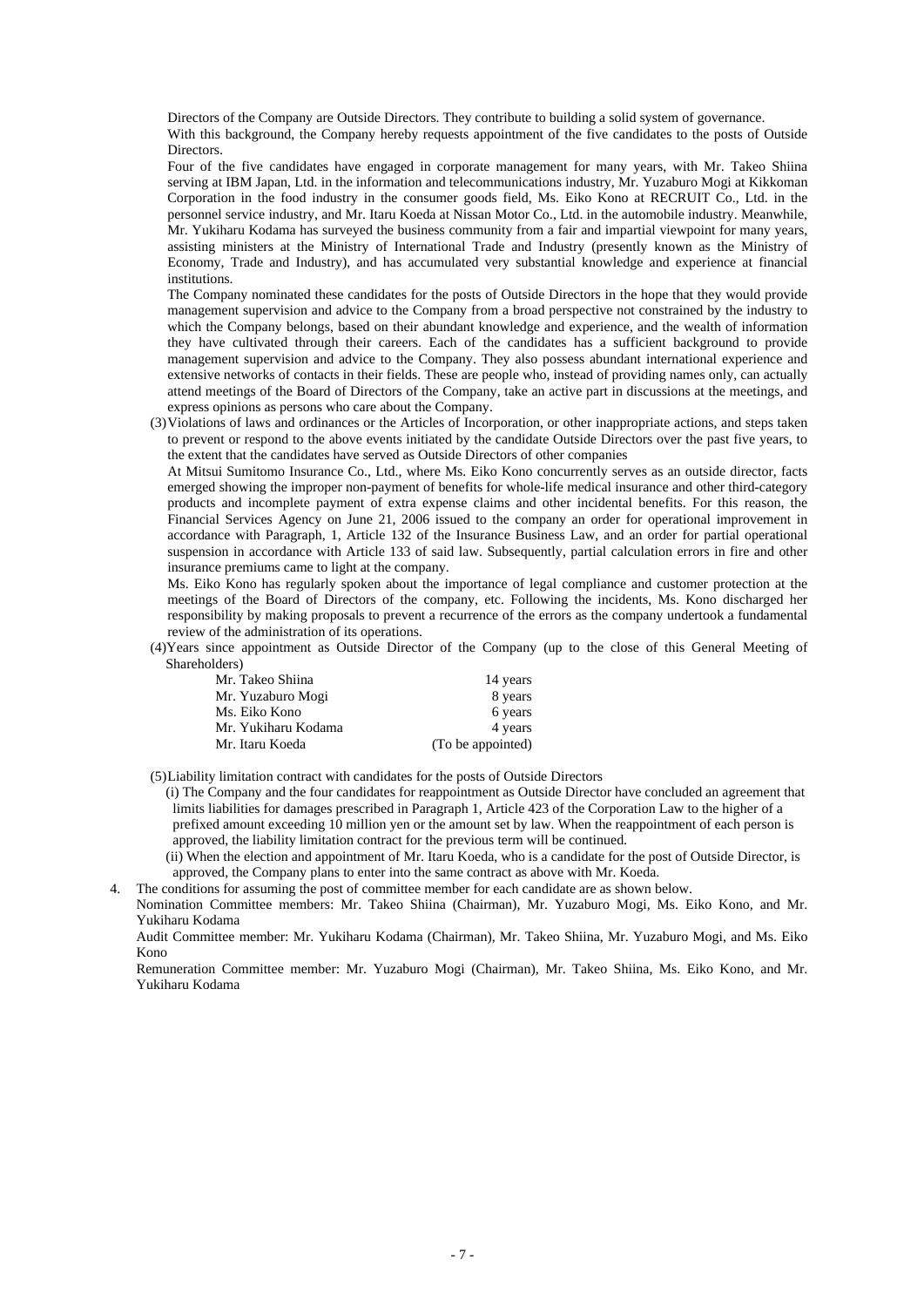Directors of the Company are Outside Directors. They contribute to building a solid system of governance.

With this background, the Company hereby requests appointment of the five candidates to the posts of Outside Directors.

Four of the five candidates have engaged in corporate management for many years, with Mr. Takeo Shiina serving at IBM Japan, Ltd. in the information and telecommunications industry, Mr. Yuzaburo Mogi at Kikkoman Corporation in the food industry in the consumer goods field, Ms. Eiko Kono at RECRUIT Co., Ltd. in the personnel service industry, and Mr. Itaru Koeda at Nissan Motor Co., Ltd. in the automobile industry. Meanwhile, Mr. Yukiharu Kodama has surveyed the business community from a fair and impartial viewpoint for many years, assisting ministers at the Ministry of International Trade and Industry (presently known as the Ministry of Economy, Trade and Industry), and has accumulated very substantial knowledge and experience at financial institutions.

The Company nominated these candidates for the posts of Outside Directors in the hope that they would provide management supervision and advice to the Company from a broad perspective not constrained by the industry to which the Company belongs, based on their abundant knowledge and experience, and the wealth of information they have cultivated through their careers. Each of the candidates has a sufficient background to provide management supervision and advice to the Company. They also possess abundant international experience and extensive networks of contacts in their fields. These are people who, instead of providing names only, can actually attend meetings of the Board of Directors of the Company, take an active part in discussions at the meetings, and express opinions as persons who care about the Company.

(3) Violations of laws and ordinances or the Articles of Incorporation, or other inappropriate actions, and steps taken to prevent or respond to the above events initiated by the candidate Outside Directors over the past five years, to the extent that the candidates have served as Outside Directors of other companies

At Mitsui Sumitomo Insurance Co., Ltd., where Ms. Eiko Kono concurrently serves as an outside director, facts emerged showing the improper non-payment of benefits for whole-life medical insurance and other third-category products and incomplete payment of extra expense claims and other incidental benefits. For this reason, the Financial Services Agency on June 21, 2006 issued to the company an order for operational improvement in accordance with Paragraph, 1, Article 132 of the Insurance Business Law, and an order for partial operational suspension in accordance with Article 133 of said law. Subsequently, partial calculation errors in fire and other insurance premiums came to light at the company.

Ms. Eiko Kono has regularly spoken about the importance of legal compliance and customer protection at the meetings of the Board of Directors of the company, etc. Following the incidents, Ms. Kono discharged her responsibility by making proposals to prevent a recurrence of the errors as the company undertook a fundamental review of the administration of its operations.

(4) Years since appointment as Outside Director of the Company (up to the close of this General Meeting of Shareholders)

| | |
|---|---|
| Mr. Takeo Shiina | 14 years |
| Mr. Yuzaburo Mogi | 8 years |
| Ms. Eiko Kono | 6 years |
| Mr. Yukiharu Kodama | 4 years |
| Mr. Itaru Koeda | (To be appointed) |

(5) Liability limitation contract with candidates for the posts of Outside Directors

(i) The Company and the four candidates for reappointment as Outside Director have concluded an agreement that limits liabilities for damages prescribed in Paragraph 1, Article 423 of the Corporation Law to the higher of a prefixed amount exceeding 10 million yen or the amount set by law. When the reappointment of each person is approved, the liability limitation contract for the previous term will be continued.

(ii) When the election and appointment of Mr. Itaru Koeda, who is a candidate for the post of Outside Director, is approved, the Company plans to enter into the same contract as above with Mr. Koeda.

4. The conditions for assuming the post of committee member for each candidate are as shown below.

Nomination Committee members: Mr. Takeo Shiina (Chairman), Mr. Yuzaburo Mogi, Ms. Eiko Kono, and Mr. Yukiharu Kodama

Audit Committee member: Mr. Yukiharu Kodama (Chairman), Mr. Takeo Shiina, Mr. Yuzaburo Mogi, and Ms. Eiko Kono

Remuneration Committee member: Mr. Yuzaburo Mogi (Chairman), Mr. Takeo Shiina, Ms. Eiko Kono, and Mr. Yukiharu Kodama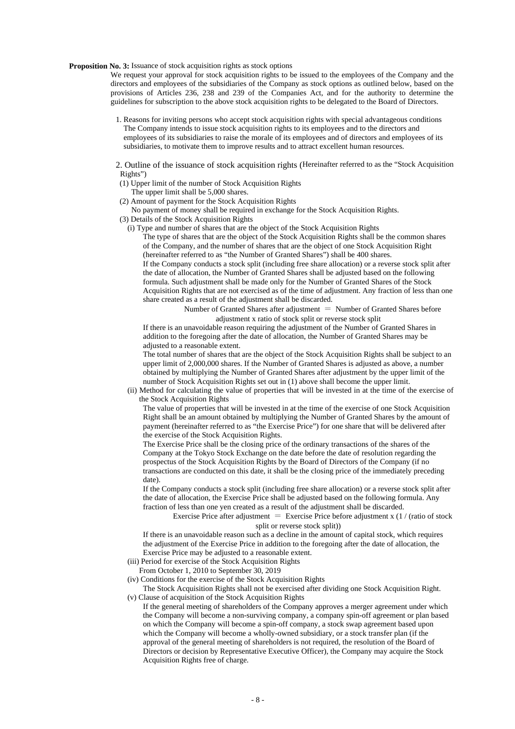**Proposition No. 3:** Issuance of stock acquisition rights as stock options

We request your approval for stock acquisition rights to be issued to the employees of the Company and the directors and employees of the subsidiaries of the Company as stock options as outlined below, based on the provisions of Articles 236, 238 and 239 of the Companies Act, and for the authority to determine the guidelines for subscription to the above stock acquisition rights to be delegated to the Board of Directors.

1. Reasons for inviting persons who accept stock acquisition rights with special advantageous conditions

   The Company intends to issue stock acquisition rights to its employees and to the directors and employees of its subsidiaries to raise the morale of its employees and of directors and employees of its subsidiaries, to motivate them to improve results and to attract excellent human resources.

2. Outline of the issuance of stock acquisition rights (Hereinafter referred to as the "Stock Acquisition Rights")

(1) Upper limit of the number of Stock Acquisition Rights

The upper limit shall be 5,000 shares.

(2) Amount of payment for the Stock Acquisition Rights

No payment of money shall be required in exchange for the Stock Acquisition Rights.

(3) Details of the Stock Acquisition Rights

(i) Type and number of shares that are the object of the Stock Acquisition Rights

The type of shares that are the object of the Stock Acquisition Rights shall be the common shares of the Company, and the number of shares that are the object of one Stock Acquisition Right (hereinafter referred to as "the Number of Granted Shares") shall be 400 shares.

If the Company conducts a stock split (including free share allocation) or a reverse stock split after the date of allocation, the Number of Granted Shares shall be adjusted based on the following formula. Such adjustment shall be made only for the Number of Granted Shares of the Stock Acquisition Rights that are not exercised as of the time of adjustment. Any fraction of less than one share created as a result of the adjustment shall be discarded.

Number of Granted Shares after adjustment ＝ Number of Granted Shares before adjustment x ratio of stock split or reverse stock split

If there is an unavoidable reason requiring the adjustment of the Number of Granted Shares in addition to the foregoing after the date of allocation, the Number of Granted Shares may be adjusted to a reasonable extent.

The total number of shares that are the object of the Stock Acquisition Rights shall be subject to an upper limit of 2,000,000 shares. If the Number of Granted Shares is adjusted as above, a number obtained by multiplying the Number of Granted Shares after adjustment by the upper limit of the number of Stock Acquisition Rights set out in (1) above shall become the upper limit.

(ii) Method for calculating the value of properties that will be invested in at the time of the exercise of the Stock Acquisition Rights

The value of properties that will be invested in at the time of the exercise of one Stock Acquisition Right shall be an amount obtained by multiplying the Number of Granted Shares by the amount of payment (hereinafter referred to as "the Exercise Price") for one share that will be delivered after the exercise of the Stock Acquisition Rights.

The Exercise Price shall be the closing price of the ordinary transactions of the shares of the Company at the Tokyo Stock Exchange on the date before the date of resolution regarding the prospectus of the Stock Acquisition Rights by the Board of Directors of the Company (if no transactions are conducted on this date, it shall be the closing price of the immediately preceding date).

If the Company conducts a stock split (including free share allocation) or a reverse stock split after the date of allocation, the Exercise Price shall be adjusted based on the following formula. Any fraction of less than one yen created as a result of the adjustment shall be discarded.

Exercise Price after adjustment ＝ Exercise Price before adjustment x (1 / (ratio of stock split or reverse stock split))

If there is an unavoidable reason such as a decline in the amount of capital stock, which requires the adjustment of the Exercise Price in addition to the foregoing after the date of allocation, the Exercise Price may be adjusted to a reasonable extent.

(iii) Period for exercise of the Stock Acquisition Rights

From October 1, 2010 to September 30, 2019

(iv) Conditions for the exercise of the Stock Acquisition Rights

The Stock Acquisition Rights shall not be exercised after dividing one Stock Acquisition Right.

(v) Clause of acquisition of the Stock Acquisition Rights

If the general meeting of shareholders of the Company approves a merger agreement under which the Company will become a non-surviving company, a company spin-off agreement or plan based on which the Company will become a spin-off company, a stock swap agreement based upon which the Company will become a wholly-owned subsidiary, or a stock transfer plan (if the approval of the general meeting of shareholders is not required, the resolution of the Board of Directors or decision by Representative Executive Officer), the Company may acquire the Stock Acquisition Rights free of charge.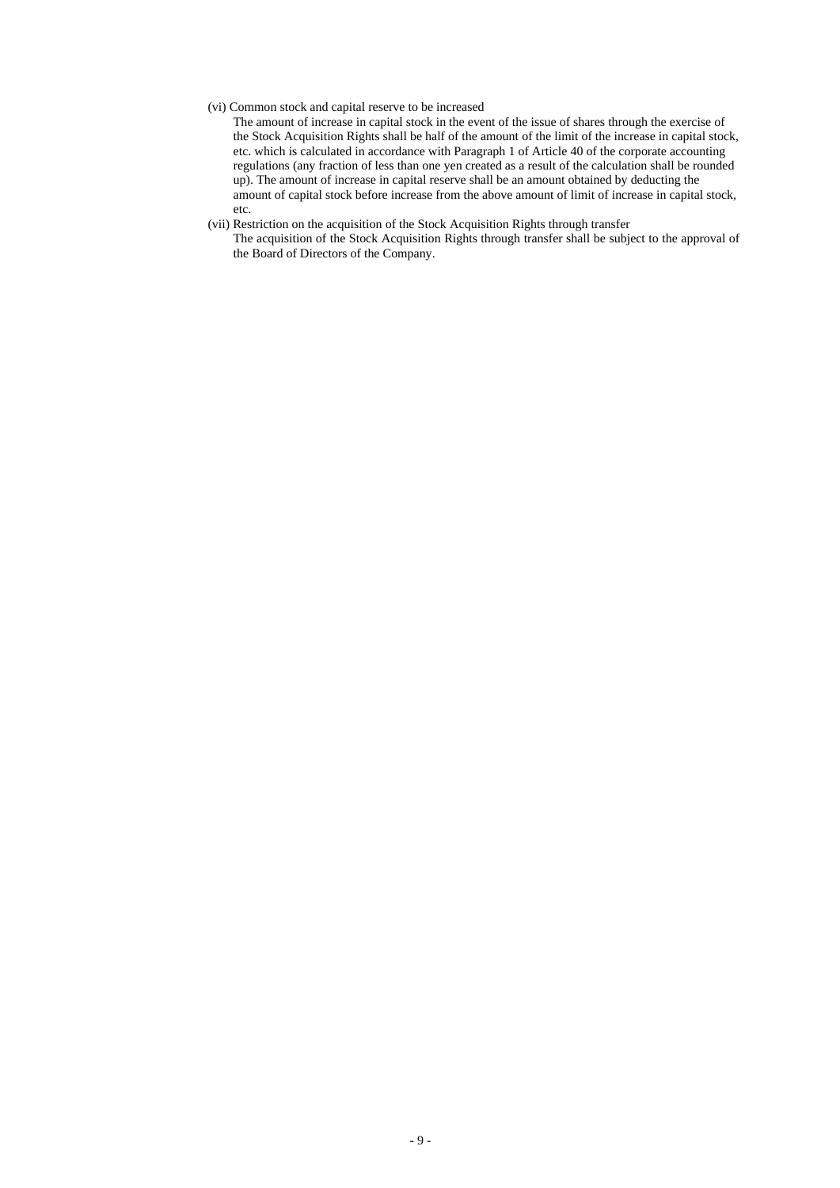(vi) Common stock and capital reserve to be increased

The amount of increase in capital stock in the event of the issue of shares through the exercise of the Stock Acquisition Rights shall be half of the amount of the limit of the increase in capital stock, etc. which is calculated in accordance with Paragraph 1 of Article 40 of the corporate accounting regulations (any fraction of less than one yen created as a result of the calculation shall be rounded up). The amount of increase in capital reserve shall be an amount obtained by deducting the amount of capital stock before increase from the above amount of limit of increase in capital stock, etc.

(vii) Restriction on the acquisition of the Stock Acquisition Rights through transfer

The acquisition of the Stock Acquisition Rights through transfer shall be subject to the approval of the Board of Directors of the Company.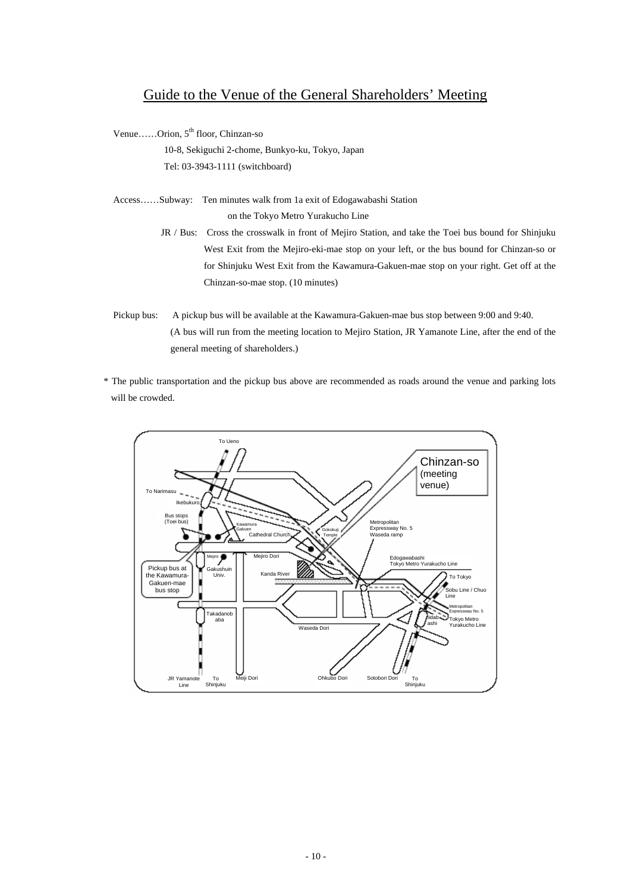# Guide to the Venue of the General Shareholders' Meeting

Venue……Orion, 5th floor, Chinzan-so
10-8, Sekiguchi 2-chome, Bunkyo-ku, Tokyo, Japan
Tel: 03-3943-1111 (switchboard)

Access……Subway: Ten minutes walk from 1a exit of Edogawabashi Station on the Tokyo Metro Yurakucho Line

JR / Bus: Cross the crosswalk in front of Mejiro Station, and take the Toei bus bound for Shinjuku West Exit from the Mejiro-eki-mae stop on your left, or the bus bound for Chinzan-so or for Shinjuku West Exit from the Kawamura-Gakuen-mae stop on your right. Get off at the Chinzan-so-mae stop. (10 minutes)

Pickup bus: A pickup bus will be available at the Kawamura-Gakuen-mae bus stop between 9:00 and 9:40. (A bus will run from the meeting location to Mejiro Station, JR Yamanote Line, after the end of the general meeting of shareholders.)

\* The public transportation and the pickup bus above are recommended as roads around the venue and parking lots will be crowded.

To Ueno
Chinzan-so (meeting venue)
To Narimasu
Ikebukuro
Bus stops (Toei bus)
Kawamura Gakuen
Cathedral Church
Gokokuji Temple
Metropolitan Expressway No. 5 Waseda ramp
Mejiro
Mejiro Dori
Edogawabashi Tokyo Metro Yurakucho Line
Pickup bus at the Kawamura-Gakuen-mae bus stop
Gakushuin Univ.
Kanda River
To Tokyo
Sobu Line / Chuo Line
Metropolitan Expressway No. 5
Iidabashi
Tokyo Metro Yurakucho Line
Takadanobaba
Waseda Dori
JR Yamanote Line
To Shinjuku
Meiji Dori
Ohkubo Dori
Sotobori Dori
To Shinjuku